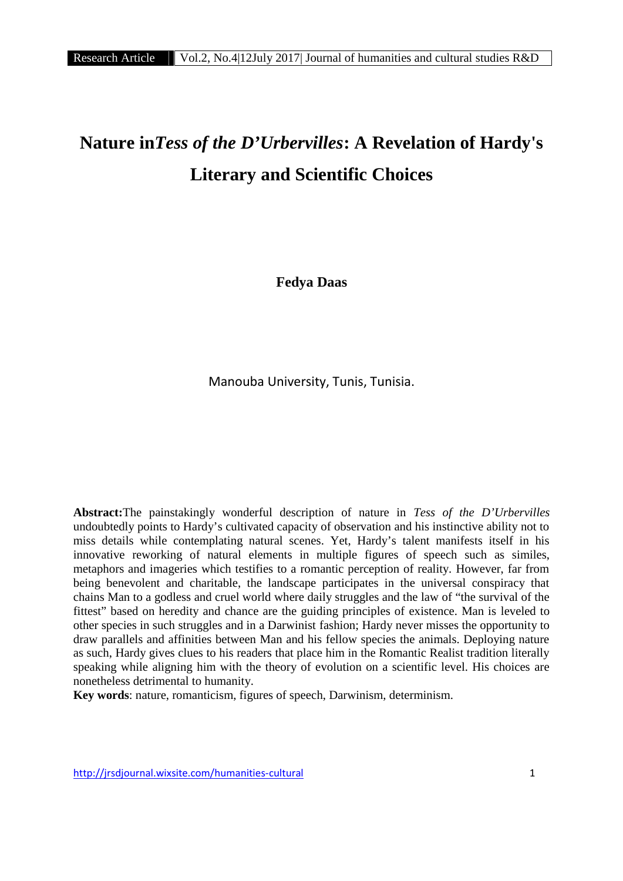# Nature in *Tess of the D'Urbervilles*: A Revelation of Hardy's Literary and Scientific Choices

**Fedya Daas**

Manouba University, Tunis, Tunisia.

**Abstract:** The painstakingly wonderful description of nature in *Tess of the D'Urbervilles* undoubtedly points to Hardy's cultivated capacity of observation and his instinctive ability not to miss details while contemplating natural scenes. Yet, Hardy's talent manifests itself in his innovative reworking of natural elements in multiple figures of speech such as similes, metaphors and imageries which testifies to a romantic perception of reality. However, far from being benevolent and charitable, the landscape participates in the universal conspiracy that chains Man to a godless and cruel world where daily struggles and the law of "the survival of the fittest" based on heredity and chance are the guiding principles of existence. Man is leveled to other species in such struggles and in a Darwinist fashion; Hardy never misses the opportunity to draw parallels and affinities between Man and his fellow species the animals. Deploying nature as such, Hardy gives clues to his readers that place him in the Romantic Realist tradition literally speaking while aligning him with the theory of evolution on a scientific level. His choices are nonetheless detrimental to humanity.

**Key words**: nature, romanticism, figures of speech, Darwinism, determinism.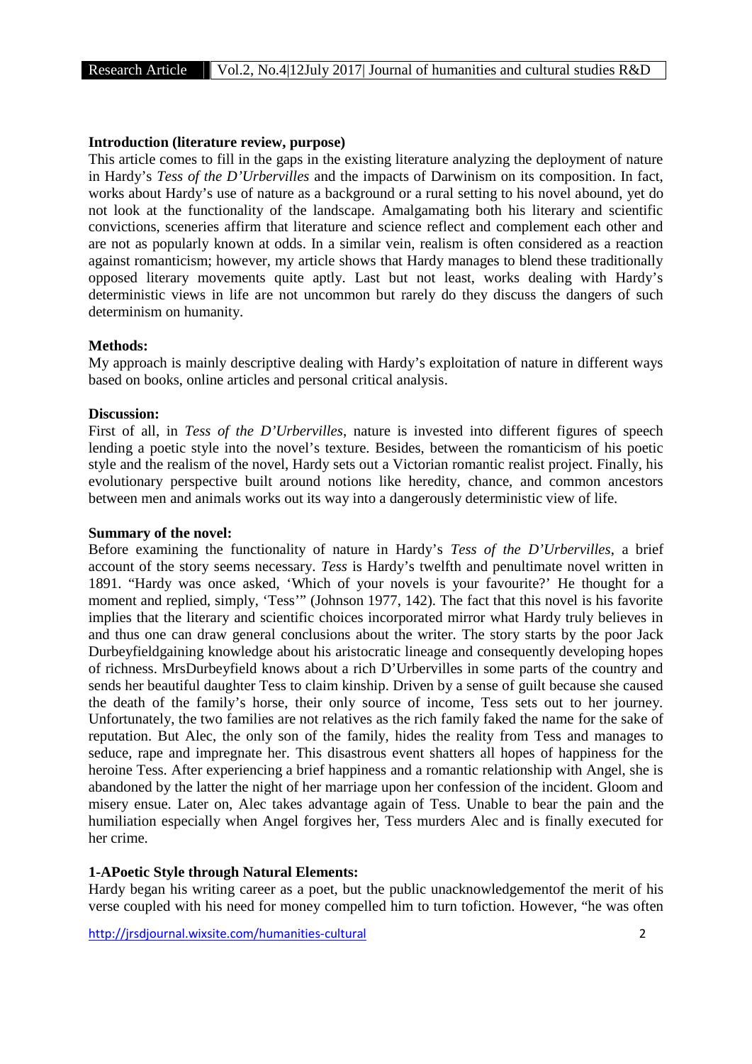**Introduction (literature review, purpose)**

This article comes to fill in the gaps in the existing literature analyzing the deployment of nature in Hardy's *Tess of the D'Urbervilles* and the impacts of Darwinism on its composition. In fact, works about Hardy's use of nature as a background or a rural setting to his novel abound, yet do not look at the functionality of the landscape. Amalgamating both his literary and scientific convictions, sceneries affirm that literature and science reflect and complement each other and are not as popularly known at odds. In a similar vein, realism is often considered as a reaction against romanticism; however, my article shows that Hardy manages to blend these traditionally opposed literary movements quite aptly. Last but not least, works dealing with Hardy's deterministic views in life are not uncommon but rarely do they discuss the dangers of such determinism on humanity.

**Methods:**

My approach is mainly descriptive dealing with Hardy's exploitation of nature in different ways based on books, online articles and personal critical analysis.

**Discussion:**

First of all, in *Tess of the D'Urbervilles*, nature is invested into different figures of speech lending a poetic style into the novel's texture. Besides, between the romanticism of his poetic style and the realism of the novel, Hardy sets out a Victorian romantic realist project. Finally, his evolutionary perspective built around notions like heredity, chance, and common ancestors between men and animals works out its way into a dangerously deterministic view of life.

**Summary of the novel:**

Before examining the functionality of nature in Hardy's *Tess of the D'Urbervilles*, a brief account of the story seems necessary. *Tess* is Hardy's twelfth and penultimate novel written in 1891. "Hardy was once asked, 'Which of your novels is your favourite?' He thought for a moment and replied, simply, 'Tess'" (Johnson 1977, 142). The fact that this novel is his favorite implies that the literary and scientific choices incorporated mirror what Hardy truly believes in and thus one can draw general conclusions about the writer. The story starts by the poor Jack Durbeyfieldgaining knowledge about his aristocratic lineage and consequently developing hopes of richness. MrsDurbeyfield knows about a rich D'Urbervilles in some parts of the country and sends her beautiful daughter Tess to claim kinship. Driven by a sense of guilt because she caused the death of the family's horse, their only source of income, Tess sets out to her journey. Unfortunately, the two families are not relatives as the rich family faked the name for the sake of reputation. But Alec, the only son of the family, hides the reality from Tess and manages to seduce, rape and impregnate her. This disastrous event shatters all hopes of happiness for the heroine Tess. After experiencing a brief happiness and a romantic relationship with Angel, she is abandoned by the latter the night of her marriage upon her confession of the incident. Gloom and misery ensue. Later on, Alec takes advantage again of Tess. Unable to bear the pain and the humiliation especially when Angel forgives her, Tess murders Alec and is finally executed for her crime.

**1-APoetic Style through Natural Elements:**

Hardy began his writing career as a poet, but the public unacknowledgementof the merit of his verse coupled with his need for money compelled him to turn tofiction. However, "he was often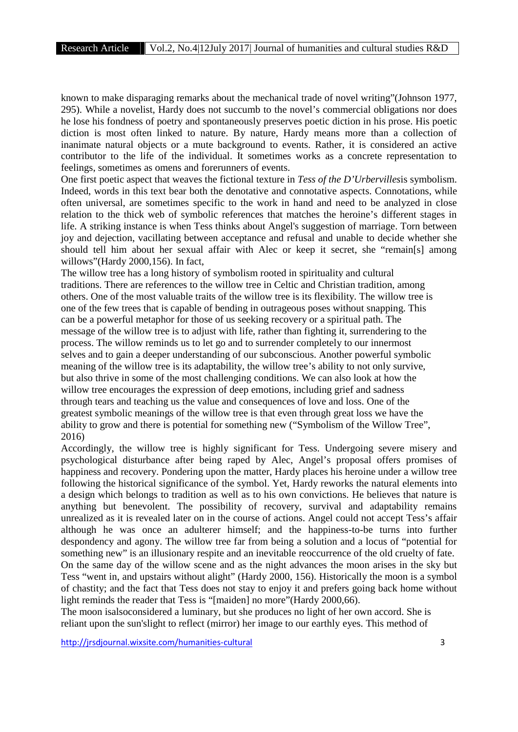known to make disparaging remarks about the mechanical trade of novel writing"(Johnson 1977, 295). While a novelist, Hardy does not succumb to the novel's commercial obligations nor does he lose his fondness of poetry and spontaneously preserves poetic diction in his prose. His poetic diction is most often linked to nature. By nature, Hardy means more than a collection of inanimate natural objects or a mute background to events. Rather, it is considered an active contributor to the life of the individual. It sometimes works as a concrete representation to feelings, sometimes as omens and forerunners of events.

One first poetic aspect that weaves the fictional texture in *Tess of the D'Urbervilles*is symbolism. Indeed, words in this text bear both the denotative and connotative aspects. Connotations, while often universal, are sometimes specific to the work in hand and need to be analyzed in close relation to the thick web of symbolic references that matches the heroine's different stages in life. A striking instance is when Tess thinks about Angel's suggestion of marriage. Torn between joy and dejection, vacillating between acceptance and refusal and unable to decide whether she should tell him about her sexual affair with Alec or keep it secret, she "remain[s] among willows"(Hardy 2000,156). In fact,

> The willow tree has a long history of symbolism rooted in spirituality and cultural traditions. There are references to the willow tree in Celtic and Christian tradition, among others. One of the most valuable traits of the willow tree is its flexibility. The willow tree is one of the few trees that is capable of bending in outrageous poses without snapping. This can be a powerful metaphor for those of us seeking recovery or a spiritual path. The message of the willow tree is to adjust with life, rather than fighting it, surrendering to the process. The willow reminds us to let go and to surrender completely to our innermost selves and to gain a deeper understanding of our subconscious. Another powerful symbolic meaning of the willow tree is its adaptability, the willow tree's ability to not only survive, but also thrive in some of the most challenging conditions. We can also look at how the willow tree encourages the expression of deep emotions, including grief and sadness through tears and teaching us the value and consequences of love and loss. One of the greatest symbolic meanings of the willow tree is that even through great loss we have the ability to grow and there is potential for something new ("Symbolism of the Willow Tree", 2016)

Accordingly, the willow tree is highly significant for Tess. Undergoing severe misery and psychological disturbance after being raped by Alec, Angel's proposal offers promises of happiness and recovery. Pondering upon the matter, Hardy places his heroine under a willow tree following the historical significance of the symbol. Yet, Hardy reworks the natural elements into a design which belongs to tradition as well as to his own convictions. He believes that nature is anything but benevolent. The possibility of recovery, survival and adaptability remains unrealized as it is revealed later on in the course of actions. Angel could not accept Tess's affair although he was once an adulterer himself; and the happiness-to-be turns into further despondency and agony. The willow tree far from being a solution and a locus of "potential for something new" is an illusionary respite and an inevitable reoccurrence of the old cruelty of fate.

On the same day of the willow scene and as the night advances the moon arises in the sky but Tess "went in, and upstairs without alight" (Hardy 2000, 156). Historically the moon is a symbol of chastity; and the fact that Tess does not stay to enjoy it and prefers going back home without light reminds the reader that Tess is "[maiden] no more"(Hardy 2000,66).

> The moon isalsoconsidered a luminary, but she produces no light of her own accord. She is reliant upon the sun'slight to reflect (mirror) her image to our earthly eyes. This method of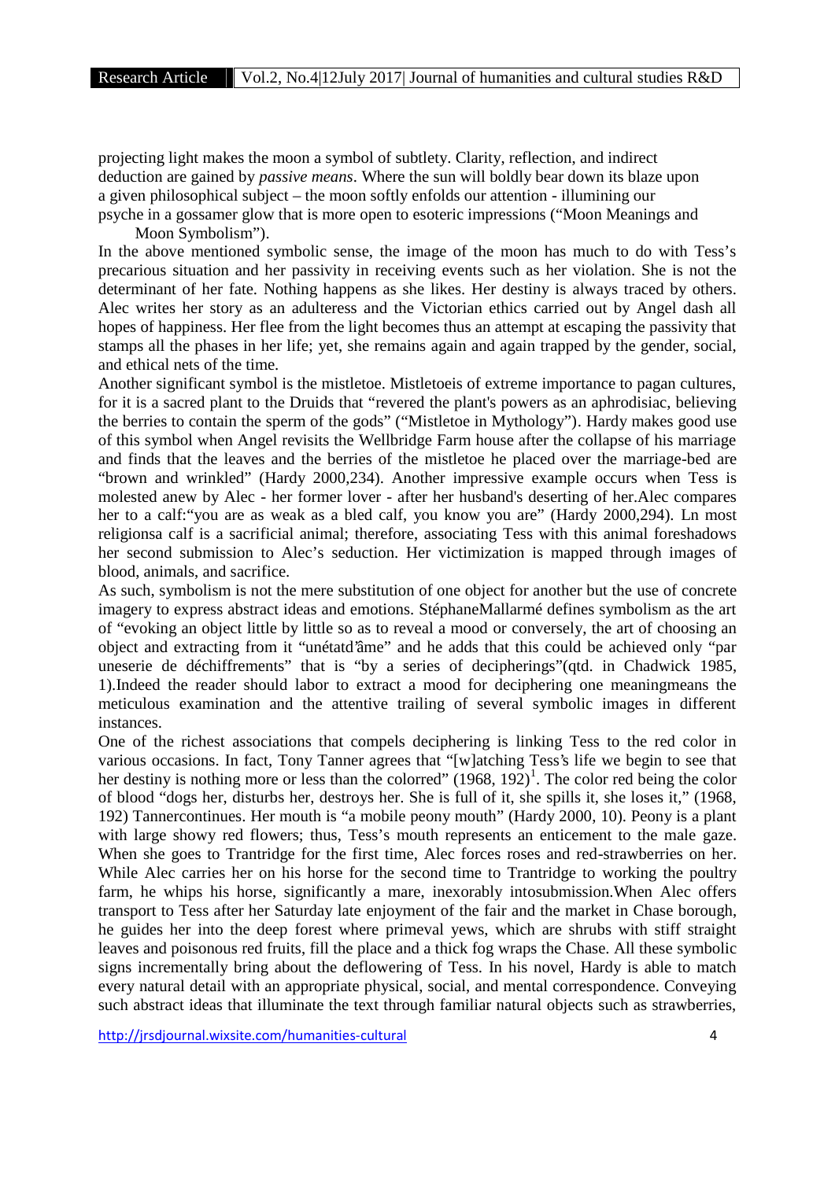projecting light makes the moon a symbol of subtlety. Clarity, reflection, and indirect deduction are gained by *passive means*. Where the sun will boldly bear down its blaze upon a given philosophical subject – the moon softly enfolds our attention - illumining our psyche in a gossamer glow that is more open to esoteric impressions ("Moon Meanings and Moon Symbolism").

In the above mentioned symbolic sense, the image of the moon has much to do with Tess's precarious situation and her passivity in receiving events such as her violation. She is not the determinant of her fate. Nothing happens as she likes. Her destiny is always traced by others. Alec writes her story as an adulteress and the Victorian ethics carried out by Angel dash all hopes of happiness. Her flee from the light becomes thus an attempt at escaping the passivity that stamps all the phases in her life; yet, she remains again and again trapped by the gender, social, and ethical nets of the time.

Another significant symbol is the mistletoe. Mistletoeis of extreme importance to pagan cultures, for it is a sacred plant to the Druids that "revered the plant's powers as an aphrodisiac, believing the berries to contain the sperm of the gods" ("Mistletoe in Mythology"). Hardy makes good use of this symbol when Angel revisits the Wellbridge Farm house after the collapse of his marriage and finds that the leaves and the berries of the mistletoe he placed over the marriage-bed are "brown and wrinkled" (Hardy 2000,234). Another impressive example occurs when Tess is molested anew by Alec - her former lover - after her husband's deserting of her.Alec compares her to a calf:"you are as weak as a bled calf, you know you are" (Hardy 2000,294). Ln most religionsa calf is a sacrificial animal; therefore, associating Tess with this animal foreshadows her second submission to Alec's seduction. Her victimization is mapped through images of blood, animals, and sacrifice.

As such, symbolism is not the mere substitution of one object for another but the use of concrete imagery to express abstract ideas and emotions. StéphaneMallarmé defines symbolism as the art of "evoking an object little by little so as to reveal a mood or conversely, the art of choosing an object and extracting from it "unétatd'âme" and he adds that this could be achieved only "par uneserie de déchiffrements" that is "by a series of decipherings"(qtd. in Chadwick 1985, 1).Indeed the reader should labor to extract a mood for deciphering one meaningmeans the meticulous examination and the attentive trailing of several symbolic images in different instances.

One of the richest associations that compels deciphering is linking Tess to the red color in various occasions. In fact, Tony Tanner agrees that "[w]atching Tess's life we begin to see that her destiny is nothing more or less than the colorred" (1968, 192)[1]. The color red being the color of blood "dogs her, disturbs her, destroys her. She is full of it, she spills it, she loses it," (1968, 192) Tannercontinues. Her mouth is "a mobile peony mouth" (Hardy 2000, 10). Peony is a plant with large showy red flowers; thus, Tess's mouth represents an enticement to the male gaze. When she goes to Trantridge for the first time, Alec forces roses and red-strawberries on her. While Alec carries her on his horse for the second time to Trantridge to working the poultry farm, he whips his horse, significantly a mare, inexorably intosubmission.When Alec offers transport to Tess after her Saturday late enjoyment of the fair and the market in Chase borough, he guides her into the deep forest where primeval yews, which are shrubs with stiff straight leaves and poisonous red fruits, fill the place and a thick fog wraps the Chase. All these symbolic signs incrementally bring about the deflowering of Tess. In his novel, Hardy is able to match every natural detail with an appropriate physical, social, and mental correspondence. Conveying such abstract ideas that illuminate the text through familiar natural objects such as strawberries,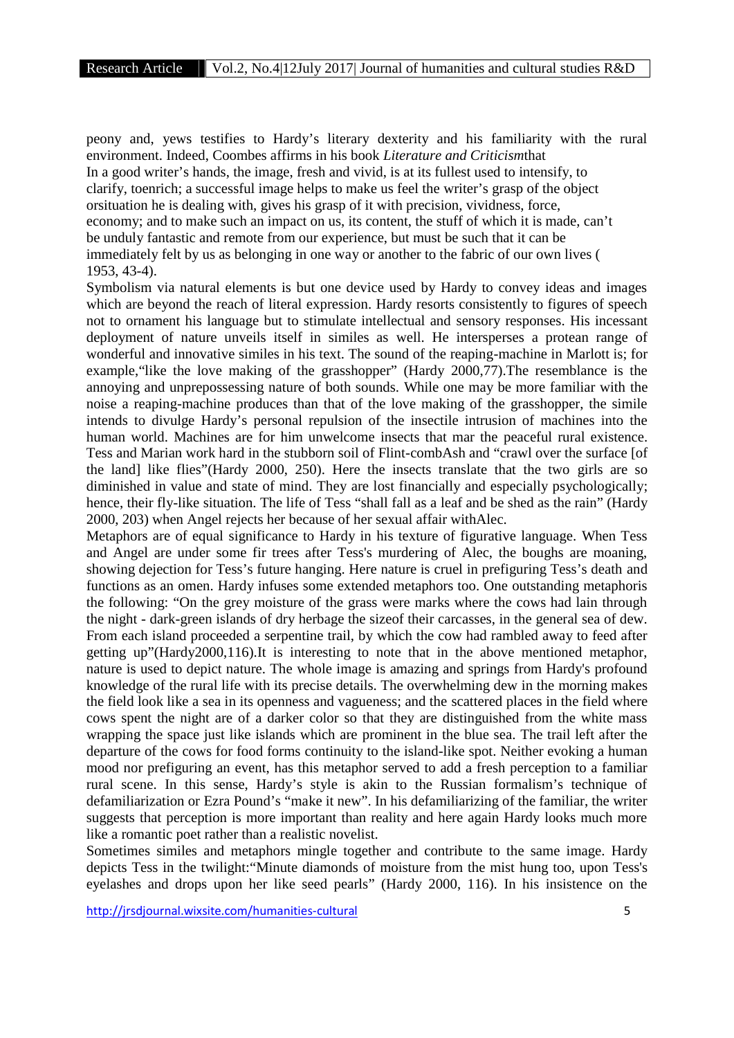peony and, yews testifies to Hardy's literary dexterity and his familiarity with the rural environment. Indeed, Coombes affirms in his book *Literature and Criticism*that

In a good writer's hands, the image, fresh and vivid, is at its fullest used to intensify, to clarify, toenrich; a successful image helps to make us feel the writer's grasp of the object orsituation he is dealing with, gives his grasp of it with precision, vividness, force, economy; and to make such an impact on us, its content, the stuff of which it is made, can't be unduly fantastic and remote from our experience, but must be such that it can be immediately felt by us as belonging in one way or another to the fabric of our own lives ( 1953, 43-4).

Symbolism via natural elements is but one device used by Hardy to convey ideas and images which are beyond the reach of literal expression. Hardy resorts consistently to figures of speech not to ornament his language but to stimulate intellectual and sensory responses. His incessant deployment of nature unveils itself in similes as well. He intersperses a protean range of wonderful and innovative similes in his text. The sound of the reaping-machine in Marlott is; for example,"like the love making of the grasshopper" (Hardy 2000,77).The resemblance is the annoying and unprepossessing nature of both sounds. While one may be more familiar with the noise a reaping-machine produces than that of the love making of the grasshopper, the simile intends to divulge Hardy's personal repulsion of the insectile intrusion of machines into the human world. Machines are for him unwelcome insects that mar the peaceful rural existence. Tess and Marian work hard in the stubborn soil of Flint-combAsh and "crawl over the surface [of the land] like flies"(Hardy 2000, 250). Here the insects translate that the two girls are so diminished in value and state of mind. They are lost financially and especially psychologically; hence, their fly-like situation. The life of Tess "shall fall as a leaf and be shed as the rain" (Hardy 2000, 203) when Angel rejects her because of her sexual affair withAlec.

Metaphors are of equal significance to Hardy in his texture of figurative language. When Tess and Angel are under some fir trees after Tess's murdering of Alec, the boughs are moaning, showing dejection for Tess's future hanging. Here nature is cruel in prefiguring Tess's death and functions as an omen. Hardy infuses some extended metaphors too. One outstanding metaphoris the following: "On the grey moisture of the grass were marks where the cows had lain through the night - dark-green islands of dry herbage the sizeof their carcasses, in the general sea of dew. From each island proceeded a serpentine trail, by which the cow had rambled away to feed after getting up"(Hardy2000,116).It is interesting to note that in the above mentioned metaphor, nature is used to depict nature. The whole image is amazing and springs from Hardy's profound knowledge of the rural life with its precise details. The overwhelming dew in the morning makes the field look like a sea in its openness and vagueness; and the scattered places in the field where cows spent the night are of a darker color so that they are distinguished from the white mass wrapping the space just like islands which are prominent in the blue sea. The trail left after the departure of the cows for food forms continuity to the island-like spot. Neither evoking a human mood nor prefiguring an event, has this metaphor served to add a fresh perception to a familiar rural scene. In this sense, Hardy's style is akin to the Russian formalism's technique of defamiliarization or Ezra Pound's "make it new". In his defamiliarizing of the familiar, the writer suggests that perception is more important than reality and here again Hardy looks much more like a romantic poet rather than a realistic novelist.

Sometimes similes and metaphors mingle together and contribute to the same image. Hardy depicts Tess in the twilight:"Minute diamonds of moisture from the mist hung too, upon Tess's eyelashes and drops upon her like seed pearls" (Hardy 2000, 116). In his insistence on the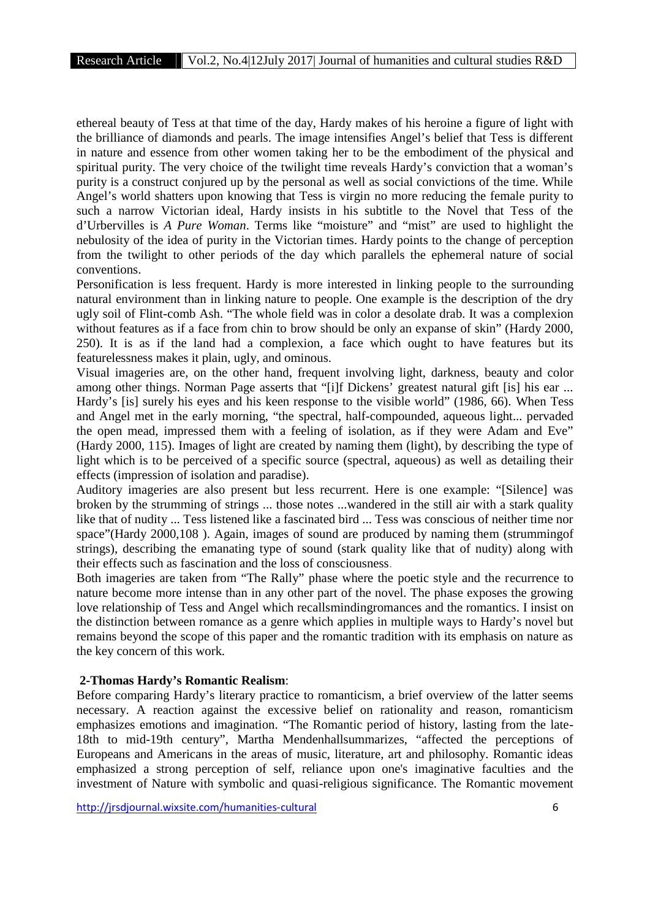ethereal beauty of Tess at that time of the day, Hardy makes of his heroine a figure of light with the brilliance of diamonds and pearls. The image intensifies Angel's belief that Tess is different in nature and essence from other women taking her to be the embodiment of the physical and spiritual purity. The very choice of the twilight time reveals Hardy's conviction that a woman's purity is a construct conjured up by the personal as well as social convictions of the time. While Angel's world shatters upon knowing that Tess is virgin no more reducing the female purity to such a narrow Victorian ideal, Hardy insists in his subtitle to the Novel that Tess of the d'Urbervilles is *A Pure Woman*. Terms like "moisture" and "mist" are used to highlight the nebulosity of the idea of purity in the Victorian times. Hardy points to the change of perception from the twilight to other periods of the day which parallels the ephemeral nature of social conventions.

Personification is less frequent. Hardy is more interested in linking people to the surrounding natural environment than in linking nature to people. One example is the description of the dry ugly soil of Flint-comb Ash. "The whole field was in color a desolate drab. It was a complexion without features as if a face from chin to brow should be only an expanse of skin" (Hardy 2000, 250). It is as if the land had a complexion, a face which ought to have features but its featurelessness makes it plain, ugly, and ominous.

Visual imageries are, on the other hand, frequent involving light, darkness, beauty and color among other things. Norman Page asserts that "[i]f Dickens' greatest natural gift [is] his ear ... Hardy's [is] surely his eyes and his keen response to the visible world" (1986, 66). When Tess and Angel met in the early morning, "the spectral, half-compounded, aqueous light... pervaded the open mead, impressed them with a feeling of isolation, as if they were Adam and Eve" (Hardy 2000, 115). Images of light are created by naming them (light), by describing the type of light which is to be perceived of a specific source (spectral, aqueous) as well as detailing their effects (impression of isolation and paradise).

Auditory imageries are also present but less recurrent. Here is one example: "[Silence] was broken by the strumming of strings ... those notes ...wandered in the still air with a stark quality like that of nudity ... Tess listened like a fascinated bird ... Tess was conscious of neither time nor space"(Hardy 2000,108 ). Again, images of sound are produced by naming them (strummingof strings), describing the emanating type of sound (stark quality like that of nudity) along with their effects such as fascination and the loss of consciousness.

Both imageries are taken from "The Rally" phase where the poetic style and the recurrence to nature become more intense than in any other part of the novel. The phase exposes the growing love relationship of Tess and Angel which recallsmindingromances and the romantics. I insist on the distinction between romance as a genre which applies in multiple ways to Hardy's novel but remains beyond the scope of this paper and the romantic tradition with its emphasis on nature as the key concern of this work.

## 2-Thomas Hardy's Romantic Realism:

Before comparing Hardy's literary practice to romanticism, a brief overview of the latter seems necessary. A reaction against the excessive belief on rationality and reason, romanticism emphasizes emotions and imagination. "The Romantic period of history, lasting from the late-18th to mid-19th century", Martha Mendenhallsummarizes, "affected the perceptions of Europeans and Americans in the areas of music, literature, art and philosophy. Romantic ideas emphasized a strong perception of self, reliance upon one's imaginative faculties and the investment of Nature with symbolic and quasi-religious significance. The Romantic movement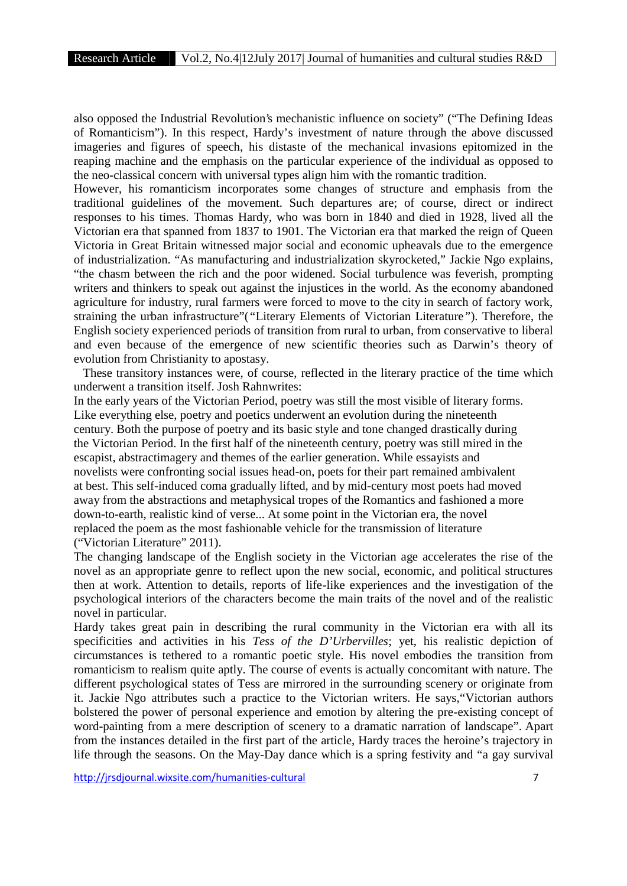also opposed the Industrial Revolution's mechanistic influence on society" ("The Defining Ideas of Romanticism"). In this respect, Hardy's investment of nature through the above discussed imageries and figures of speech, his distaste of the mechanical invasions epitomized in the reaping machine and the emphasis on the particular experience of the individual as opposed to the neo-classical concern with universal types align him with the romantic tradition.

However, his romanticism incorporates some changes of structure and emphasis from the traditional guidelines of the movement. Such departures are; of course, direct or indirect responses to his times. Thomas Hardy, who was born in 1840 and died in 1928, lived all the Victorian era that spanned from 1837 to 1901. The Victorian era that marked the reign of Queen Victoria in Great Britain witnessed major social and economic upheavals due to the emergence of industrialization. "As manufacturing and industrialization skyrocketed," Jackie Ngo explains, "the chasm between the rich and the poor widened. Social turbulence was feverish, prompting writers and thinkers to speak out against the injustices in the world. As the economy abandoned agriculture for industry, rural farmers were forced to move to the city in search of factory work, straining the urban infrastructure"("Literary Elements of Victorian Literature"). Therefore, the English society experienced periods of transition from rural to urban, from conservative to liberal and even because of the emergence of new scientific theories such as Darwin's theory of evolution from Christianity to apostasy.

These transitory instances were, of course, reflected in the literary practice of the time which underwent a transition itself. Josh Rahnwrites:

> In the early years of the Victorian Period, poetry was still the most visible of literary forms. Like everything else, poetry and poetics underwent an evolution during the nineteenth century. Both the purpose of poetry and its basic style and tone changed drastically during the Victorian Period. In the first half of the nineteenth century, poetry was still mired in the escapist, abstractimagery and themes of the earlier generation. While essayists and novelists were confronting social issues head-on, poets for their part remained ambivalent at best. This self-induced coma gradually lifted, and by mid-century most poets had moved away from the abstractions and metaphysical tropes of the Romantics and fashioned a more down-to-earth, realistic kind of verse... At some point in the Victorian era, the novel replaced the poem as the most fashionable vehicle for the transmission of literature ("Victorian Literature" 2011).

The changing landscape of the English society in the Victorian age accelerates the rise of the novel as an appropriate genre to reflect upon the new social, economic, and political structures then at work. Attention to details, reports of life-like experiences and the investigation of the psychological interiors of the characters become the main traits of the novel and of the realistic novel in particular.

Hardy takes great pain in describing the rural community in the Victorian era with all its specificities and activities in his *Tess of the D'Urbervilles*; yet, his realistic depiction of circumstances is tethered to a romantic poetic style. His novel embodies the transition from romanticism to realism quite aptly. The course of events is actually concomitant with nature. The different psychological states of Tess are mirrored in the surrounding scenery or originate from it. Jackie Ngo attributes such a practice to the Victorian writers. He says,"Victorian authors bolstered the power of personal experience and emotion by altering the pre-existing concept of word-painting from a mere description of scenery to a dramatic narration of landscape". Apart from the instances detailed in the first part of the article, Hardy traces the heroine's trajectory in life through the seasons. On the May-Day dance which is a spring festivity and "a gay survival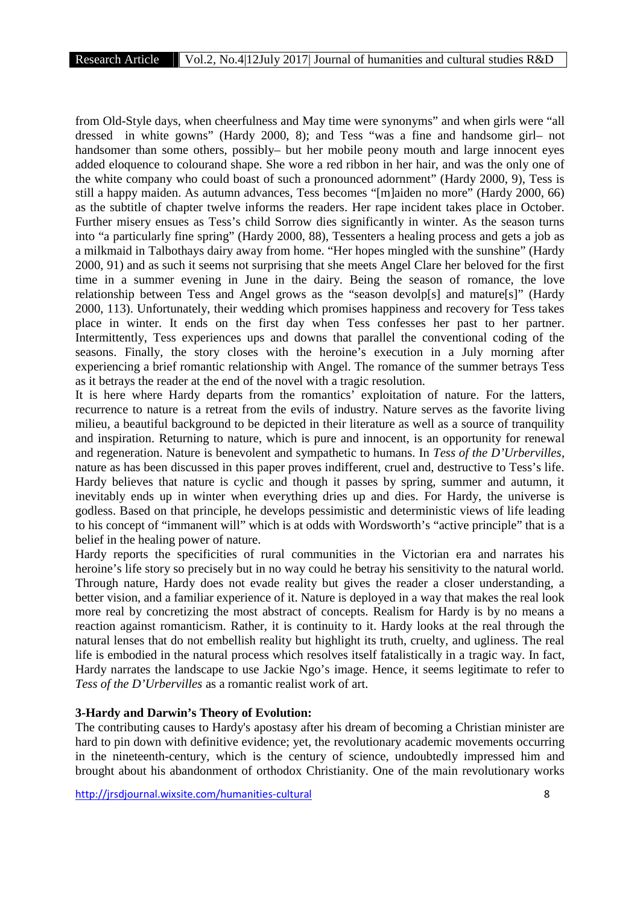from Old-Style days, when cheerfulness and May time were synonyms" and when girls were "all dressed in white gowns" (Hardy 2000, 8); and Tess "was a fine and handsome girl– not handsomer than some others, possibly– but her mobile peony mouth and large innocent eyes added eloquence to colourand shape. She wore a red ribbon in her hair, and was the only one of the white company who could boast of such a pronounced adornment" (Hardy 2000, 9), Tess is still a happy maiden. As autumn advances, Tess becomes "[m]aiden no more" (Hardy 2000, 66) as the subtitle of chapter twelve informs the readers. Her rape incident takes place in October. Further misery ensues as Tess's child Sorrow dies significantly in winter. As the season turns into "a particularly fine spring" (Hardy 2000, 88), Tessenters a healing process and gets a job as a milkmaid in Talbothays dairy away from home. "Her hopes mingled with the sunshine" (Hardy 2000, 91) and as such it seems not surprising that she meets Angel Clare her beloved for the first time in a summer evening in June in the dairy. Being the season of romance, the love relationship between Tess and Angel grows as the "season devolp[s] and mature[s]" (Hardy 2000, 113). Unfortunately, their wedding which promises happiness and recovery for Tess takes place in winter. It ends on the first day when Tess confesses her past to her partner. Intermittently, Tess experiences ups and downs that parallel the conventional coding of the seasons. Finally, the story closes with the heroine's execution in a July morning after experiencing a brief romantic relationship with Angel. The romance of the summer betrays Tess as it betrays the reader at the end of the novel with a tragic resolution.

It is here where Hardy departs from the romantics' exploitation of nature. For the latters, recurrence to nature is a retreat from the evils of industry. Nature serves as the favorite living milieu, a beautiful background to be depicted in their literature as well as a source of tranquility and inspiration. Returning to nature, which is pure and innocent, is an opportunity for renewal and regeneration. Nature is benevolent and sympathetic to humans. In *Tess of the D'Urbervilles*, nature as has been discussed in this paper proves indifferent, cruel and, destructive to Tess's life. Hardy believes that nature is cyclic and though it passes by spring, summer and autumn, it inevitably ends up in winter when everything dries up and dies. For Hardy, the universe is godless. Based on that principle, he develops pessimistic and deterministic views of life leading to his concept of "immanent will" which is at odds with Wordsworth's "active principle" that is a belief in the healing power of nature.

Hardy reports the specificities of rural communities in the Victorian era and narrates his heroine's life story so precisely but in no way could he betray his sensitivity to the natural world. Through nature, Hardy does not evade reality but gives the reader a closer understanding, a better vision, and a familiar experience of it. Nature is deployed in a way that makes the real look more real by concretizing the most abstract of concepts. Realism for Hardy is by no means a reaction against romanticism. Rather, it is continuity to it. Hardy looks at the real through the natural lenses that do not embellish reality but highlight its truth, cruelty, and ugliness. The real life is embodied in the natural process which resolves itself fatalistically in a tragic way. In fact, Hardy narrates the landscape to use Jackie Ngo's image. Hence, it seems legitimate to refer to *Tess of the D'Urbervilles* as a romantic realist work of art.

### 3-Hardy and Darwin's Theory of Evolution:

The contributing causes to Hardy's apostasy after his dream of becoming a Christian minister are hard to pin down with definitive evidence; yet, the revolutionary academic movements occurring in the nineteenth-century, which is the century of science, undoubtedly impressed him and brought about his abandonment of orthodox Christianity. One of the main revolutionary works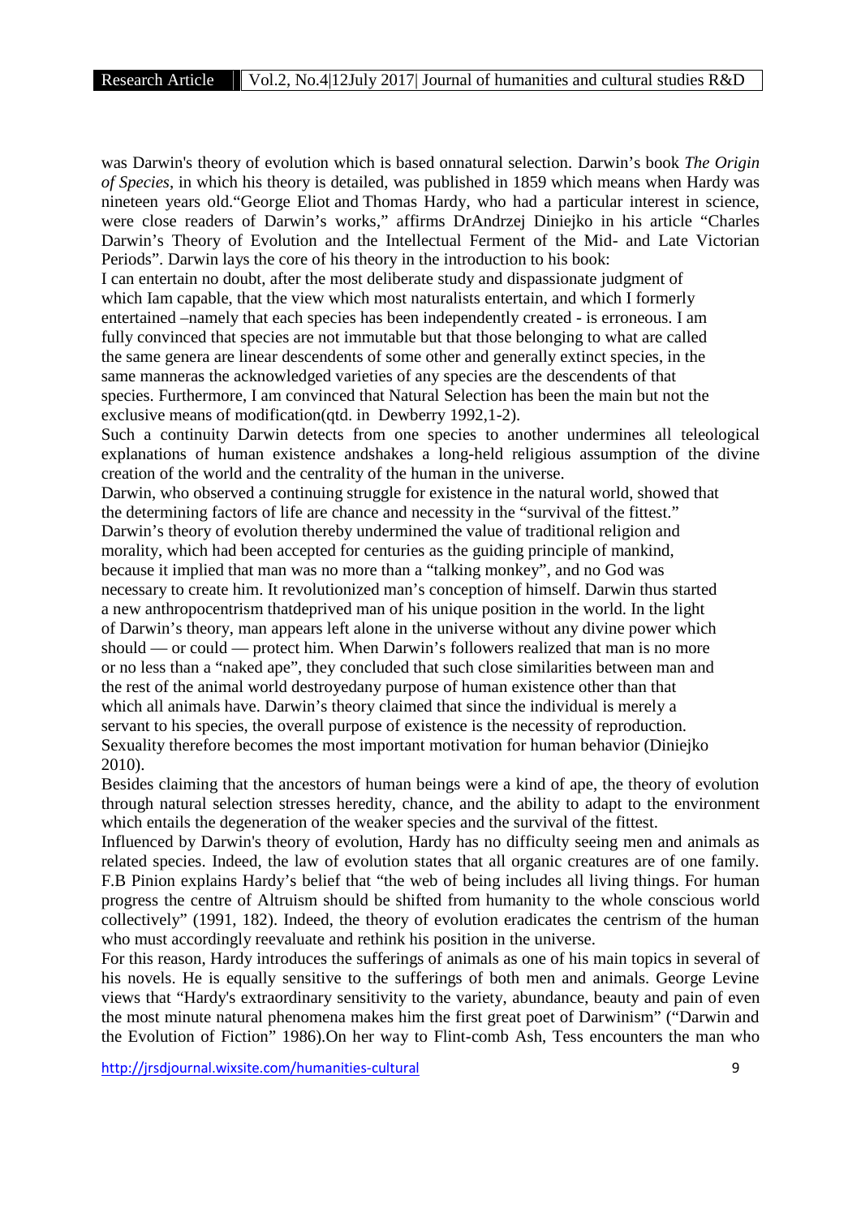was Darwin's theory of evolution which is based onnatural selection. Darwin's book *The Origin of Species*, in which his theory is detailed, was published in 1859 which means when Hardy was nineteen years old."George Eliot and Thomas Hardy, who had a particular interest in science, were close readers of Darwin's works," affirms DrAndrzej Diniejko in his article "Charles Darwin's Theory of Evolution and the Intellectual Ferment of the Mid- and Late Victorian Periods". Darwin lays the core of his theory in the introduction to his book:

> I can entertain no doubt, after the most deliberate study and dispassionate judgment of which Iam capable, that the view which most naturalists entertain, and which I formerly entertained –namely that each species has been independently created - is erroneous. I am fully convinced that species are not immutable but that those belonging to what are called the same genera are linear descendents of some other and generally extinct species, in the same manneras the acknowledged varieties of any species are the descendents of that species. Furthermore, I am convinced that Natural Selection has been the main but not the exclusive means of modification(qtd. in Dewberry 1992,1-2).

Such a continuity Darwin detects from one species to another undermines all teleological explanations of human existence andshakes a long-held religious assumption of the divine creation of the world and the centrality of the human in the universe.

> Darwin, who observed a continuing struggle for existence in the natural world, showed that the determining factors of life are chance and necessity in the "survival of the fittest." Darwin's theory of evolution thereby undermined the value of traditional religion and morality, which had been accepted for centuries as the guiding principle of mankind, because it implied that man was no more than a "talking monkey", and no God was necessary to create him. It revolutionized man's conception of himself. Darwin thus started a new anthropocentrism thatdeprived man of his unique position in the world. In the light of Darwin's theory, man appears left alone in the universe without any divine power which should — or could — protect him. When Darwin's followers realized that man is no more or no less than a "naked ape", they concluded that such close similarities between man and the rest of the animal world destroyedany purpose of human existence other than that which all animals have. Darwin's theory claimed that since the individual is merely a servant to his species, the overall purpose of existence is the necessity of reproduction. Sexuality therefore becomes the most important motivation for human behavior (Diniejko 2010).

Besides claiming that the ancestors of human beings were a kind of ape, the theory of evolution through natural selection stresses heredity, chance, and the ability to adapt to the environment which entails the degeneration of the weaker species and the survival of the fittest.

Influenced by Darwin's theory of evolution, Hardy has no difficulty seeing men and animals as related species. Indeed, the law of evolution states that all organic creatures are of one family. F.B Pinion explains Hardy's belief that "the web of being includes all living things. For human progress the centre of Altruism should be shifted from humanity to the whole conscious world collectively" (1991, 182). Indeed, the theory of evolution eradicates the centrism of the human who must accordingly reevaluate and rethink his position in the universe.

For this reason, Hardy introduces the sufferings of animals as one of his main topics in several of his novels. He is equally sensitive to the sufferings of both men and animals. George Levine views that "Hardy's extraordinary sensitivity to the variety, abundance, beauty and pain of even the most minute natural phenomena makes him the first great poet of Darwinism" ("Darwin and the Evolution of Fiction" 1986).On her way to Flint-comb Ash, Tess encounters the man who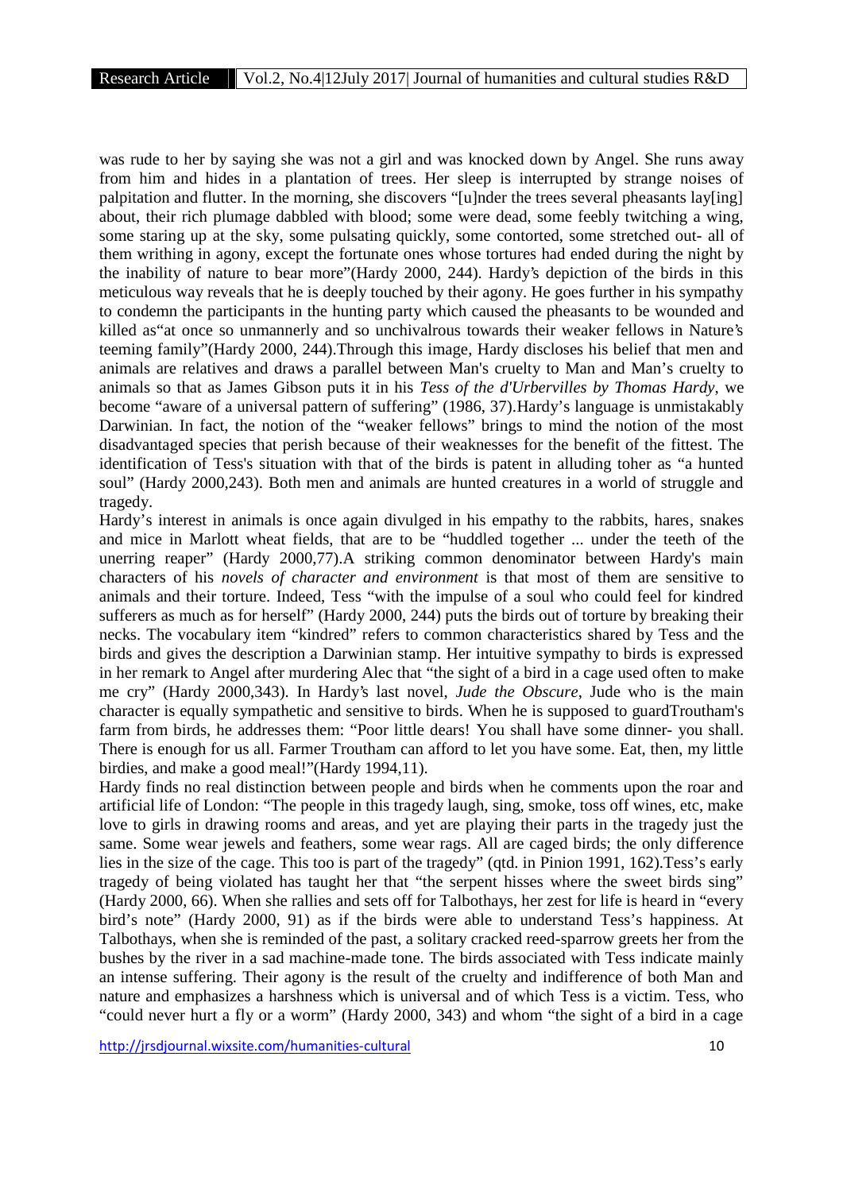was rude to her by saying she was not a girl and was knocked down by Angel. She runs away from him and hides in a plantation of trees. Her sleep is interrupted by strange noises of palpitation and flutter. In the morning, she discovers "[u]nder the trees several pheasants lay[ing] about, their rich plumage dabbled with blood; some were dead, some feebly twitching a wing, some staring up at the sky, some pulsating quickly, some contorted, some stretched out- all of them writhing in agony, except the fortunate ones whose tortures had ended during the night by the inability of nature to bear more"(Hardy 2000, 244). Hardy's depiction of the birds in this meticulous way reveals that he is deeply touched by their agony. He goes further in his sympathy to condemn the participants in the hunting party which caused the pheasants to be wounded and killed as"at once so unmannerly and so unchivalrous towards their weaker fellows in Nature's teeming family"(Hardy 2000, 244).Through this image, Hardy discloses his belief that men and animals are relatives and draws a parallel between Man's cruelty to Man and Man's cruelty to animals so that as James Gibson puts it in his *Tess of the d'Urbervilles by Thomas Hardy*, we become "aware of a universal pattern of suffering" (1986, 37).Hardy's language is unmistakably Darwinian. In fact, the notion of the "weaker fellows" brings to mind the notion of the most disadvantaged species that perish because of their weaknesses for the benefit of the fittest. The identification of Tess's situation with that of the birds is patent in alluding toher as "a hunted soul" (Hardy 2000,243). Both men and animals are hunted creatures in a world of struggle and tragedy.

Hardy's interest in animals is once again divulged in his empathy to the rabbits, hares, snakes and mice in Marlott wheat fields, that are to be "huddled together ... under the teeth of the unerring reaper" (Hardy 2000,77).A striking common denominator between Hardy's main characters of his *novels of character and environment* is that most of them are sensitive to animals and their torture. Indeed, Tess "with the impulse of a soul who could feel for kindred sufferers as much as for herself" (Hardy 2000, 244) puts the birds out of torture by breaking their necks. The vocabulary item "kindred" refers to common characteristics shared by Tess and the birds and gives the description a Darwinian stamp. Her intuitive sympathy to birds is expressed in her remark to Angel after murdering Alec that "the sight of a bird in a cage used often to make me cry" (Hardy 2000,343). In Hardy's last novel, *Jude the Obscure*, Jude who is the main character is equally sympathetic and sensitive to birds. When he is supposed to guardTroutham's farm from birds, he addresses them: "Poor little dears! You shall have some dinner- you shall. There is enough for us all. Farmer Troutham can afford to let you have some. Eat, then, my little birdies, and make a good meal!"(Hardy 1994,11).

Hardy finds no real distinction between people and birds when he comments upon the roar and artificial life of London: "The people in this tragedy laugh, sing, smoke, toss off wines, etc, make love to girls in drawing rooms and areas, and yet are playing their parts in the tragedy just the same. Some wear jewels and feathers, some wear rags. All are caged birds; the only difference lies in the size of the cage. This too is part of the tragedy" (qtd. in Pinion 1991, 162).Tess's early tragedy of being violated has taught her that "the serpent hisses where the sweet birds sing" (Hardy 2000, 66). When she rallies and sets off for Talbothays, her zest for life is heard in "every bird's note" (Hardy 2000, 91) as if the birds were able to understand Tess's happiness. At Talbothays, when she is reminded of the past, a solitary cracked reed-sparrow greets her from the bushes by the river in a sad machine-made tone. The birds associated with Tess indicate mainly an intense suffering. Their agony is the result of the cruelty and indifference of both Man and nature and emphasizes a harshness which is universal and of which Tess is a victim. Tess, who "could never hurt a fly or a worm" (Hardy 2000, 343) and whom "the sight of a bird in a cage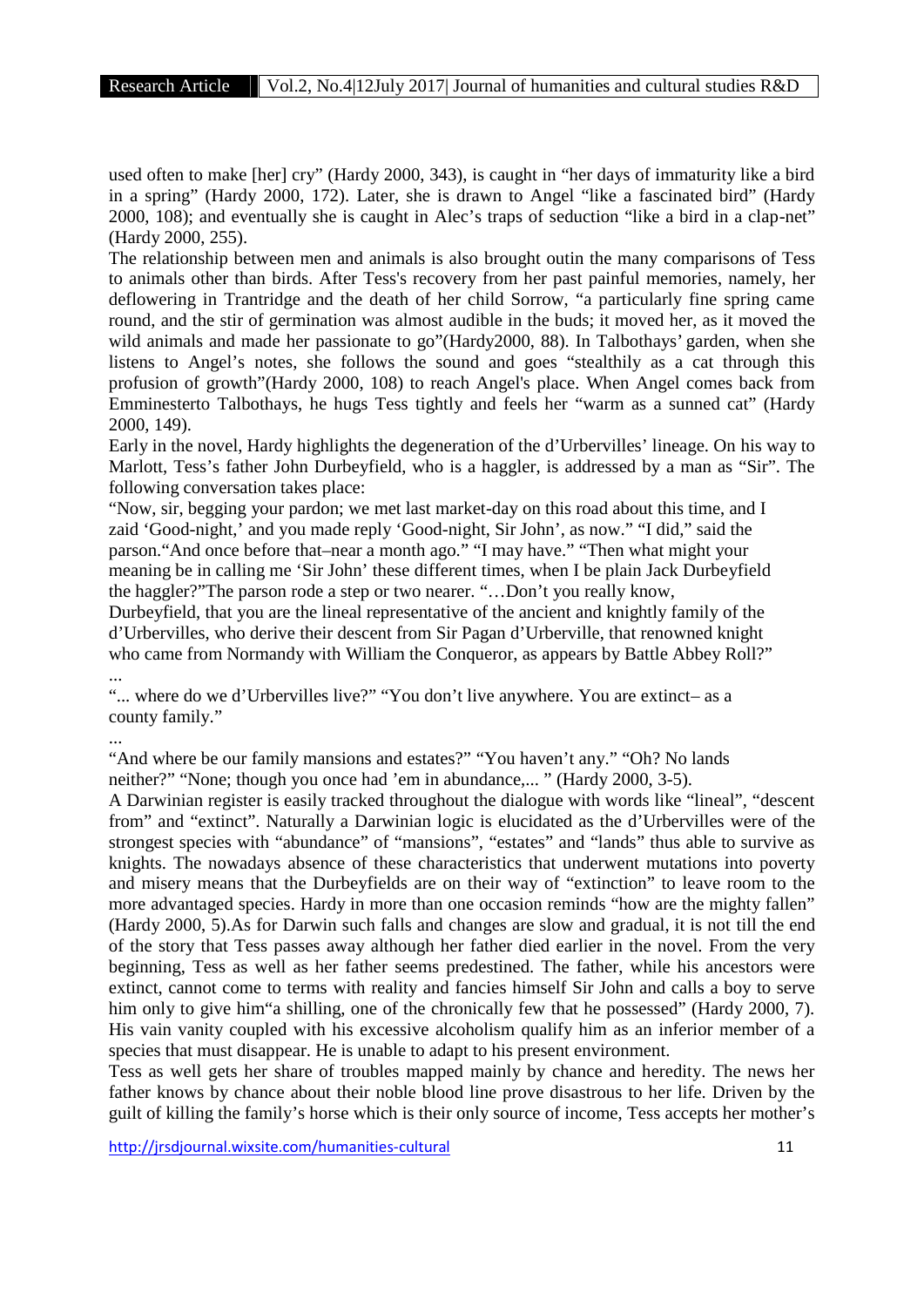used often to make [her] cry" (Hardy 2000, 343), is caught in "her days of immaturity like a bird in a spring" (Hardy 2000, 172). Later, she is drawn to Angel "like a fascinated bird" (Hardy 2000, 108); and eventually she is caught in Alec's traps of seduction "like a bird in a clap-net" (Hardy 2000, 255).

The relationship between men and animals is also brought outin the many comparisons of Tess to animals other than birds. After Tess's recovery from her past painful memories, namely, her deflowering in Trantridge and the death of her child Sorrow, "a particularly fine spring came round, and the stir of germination was almost audible in the buds; it moved her, as it moved the wild animals and made her passionate to go"(Hardy2000, 88). In Talbothays' garden, when she listens to Angel's notes, she follows the sound and goes "stealthily as a cat through this profusion of growth"(Hardy 2000, 108) to reach Angel's place. When Angel comes back from Emminesterto Talbothays, he hugs Tess tightly and feels her "warm as a sunned cat" (Hardy 2000, 149).

Early in the novel, Hardy highlights the degeneration of the d'Urbervilles' lineage. On his way to Marlott, Tess's father John Durbeyfield, who is a haggler, is addressed by a man as "Sir". The following conversation takes place:

> "Now, sir, begging your pardon; we met last market-day on this road about this time, and I zaid 'Good-night,' and you made reply 'Good-night, Sir John', as now." "I did," said the parson."And once before that–near a month ago." "I may have." "Then what might your meaning be in calling me 'Sir John' these different times, when I be plain Jack Durbeyfield the haggler?"The parson rode a step or two nearer. "…Don't you really know, Durbeyfield, that you are the lineal representative of the ancient and knightly family of the d'Urbervilles, who derive their descent from Sir Pagan d'Urberville, that renowned knight who came from Normandy with William the Conqueror, as appears by Battle Abbey Roll?"
>
> ...
>
> "... where do we d'Urbervilles live?" "You don't live anywhere. You are extinct– as a county family."
>
> ...
>
> "And where be our family mansions and estates?" "You haven't any." "Oh? No lands neither?" "None; though you once had 'em in abundance,... " (Hardy 2000, 3-5).

A Darwinian register is easily tracked throughout the dialogue with words like "lineal", "descent from" and "extinct". Naturally a Darwinian logic is elucidated as the d'Urbervilles were of the strongest species with "abundance" of "mansions", "estates" and "lands" thus able to survive as knights. The nowadays absence of these characteristics that underwent mutations into poverty and misery means that the Durbeyfields are on their way of "extinction" to leave room to the more advantaged species. Hardy in more than one occasion reminds "how are the mighty fallen" (Hardy 2000, 5).As for Darwin such falls and changes are slow and gradual, it is not till the end of the story that Tess passes away although her father died earlier in the novel. From the very beginning, Tess as well as her father seems predestined. The father, while his ancestors were extinct, cannot come to terms with reality and fancies himself Sir John and calls a boy to serve him only to give him"a shilling, one of the chronically few that he possessed" (Hardy 2000, 7). His vain vanity coupled with his excessive alcoholism qualify him as an inferior member of a species that must disappear. He is unable to adapt to his present environment.

Tess as well gets her share of troubles mapped mainly by chance and heredity. The news her father knows by chance about their noble blood line prove disastrous to her life. Driven by the guilt of killing the family's horse which is their only source of income, Tess accepts her mother's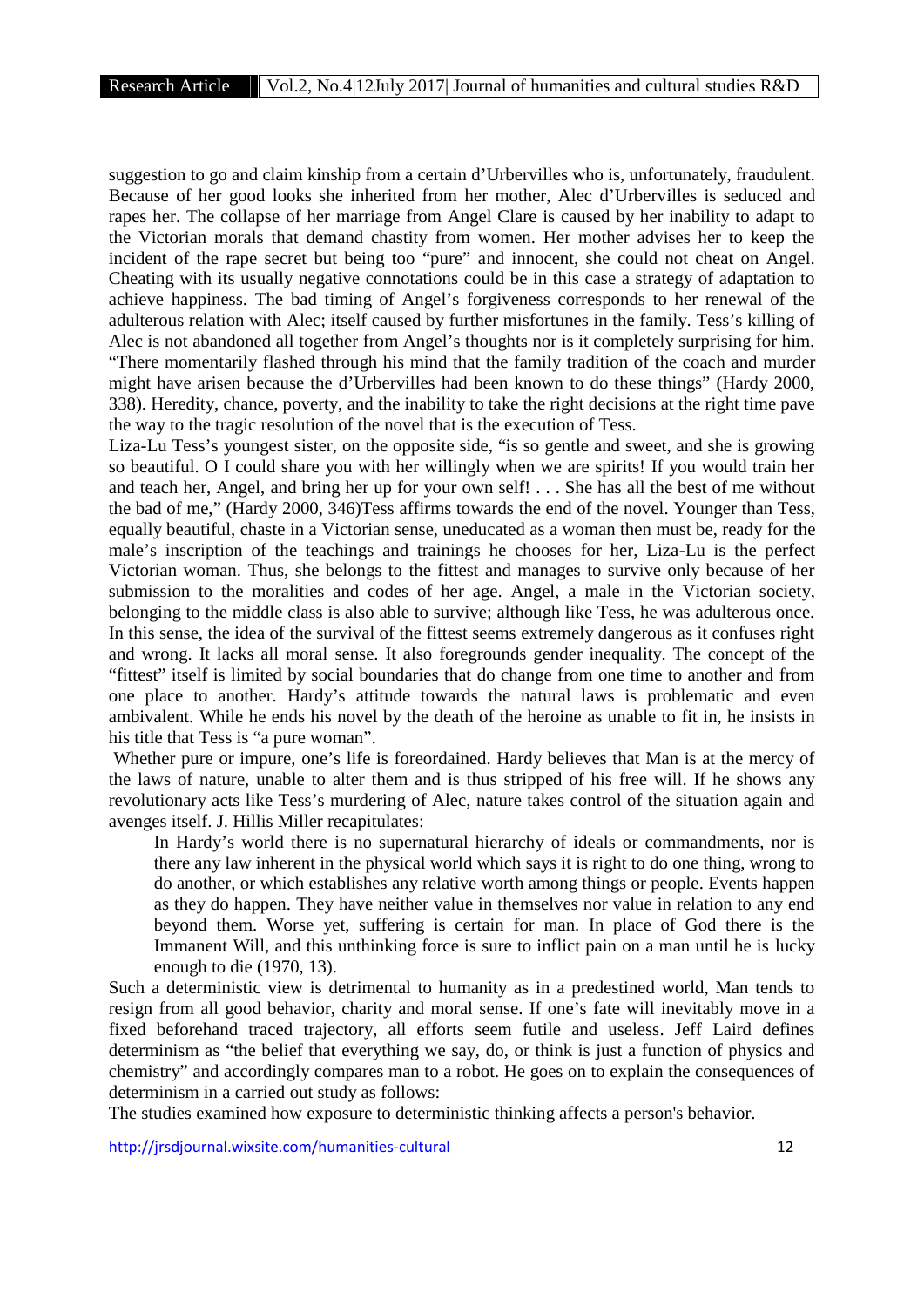suggestion to go and claim kinship from a certain d'Urbervilles who is, unfortunately, fraudulent. Because of her good looks she inherited from her mother, Alec d'Urbervilles is seduced and rapes her. The collapse of her marriage from Angel Clare is caused by her inability to adapt to the Victorian morals that demand chastity from women. Her mother advises her to keep the incident of the rape secret but being too "pure" and innocent, she could not cheat on Angel. Cheating with its usually negative connotations could be in this case a strategy of adaptation to achieve happiness. The bad timing of Angel's forgiveness corresponds to her renewal of the adulterous relation with Alec; itself caused by further misfortunes in the family. Tess's killing of Alec is not abandoned all together from Angel's thoughts nor is it completely surprising for him. "There momentarily flashed through his mind that the family tradition of the coach and murder might have arisen because the d'Urbervilles had been known to do these things" (Hardy 2000, 338). Heredity, chance, poverty, and the inability to take the right decisions at the right time pave the way to the tragic resolution of the novel that is the execution of Tess.

Liza-Lu Tess's youngest sister, on the opposite side, "is so gentle and sweet, and she is growing so beautiful. O I could share you with her willingly when we are spirits! If you would train her and teach her, Angel, and bring her up for your own self! . . . She has all the best of me without the bad of me," (Hardy 2000, 346)Tess affirms towards the end of the novel. Younger than Tess, equally beautiful, chaste in a Victorian sense, uneducated as a woman then must be, ready for the male's inscription of the teachings and trainings he chooses for her, Liza-Lu is the perfect Victorian woman. Thus, she belongs to the fittest and manages to survive only because of her submission to the moralities and codes of her age. Angel, a male in the Victorian society, belonging to the middle class is also able to survive; although like Tess, he was adulterous once. In this sense, the idea of the survival of the fittest seems extremely dangerous as it confuses right and wrong. It lacks all moral sense. It also foregrounds gender inequality. The concept of the "fittest" itself is limited by social boundaries that do change from one time to another and from one place to another. Hardy's attitude towards the natural laws is problematic and even ambivalent. While he ends his novel by the death of the heroine as unable to fit in, he insists in his title that Tess is "a pure woman".

Whether pure or impure, one's life is foreordained. Hardy believes that Man is at the mercy of the laws of nature, unable to alter them and is thus stripped of his free will. If he shows any revolutionary acts like Tess's murdering of Alec, nature takes control of the situation again and avenges itself. J. Hillis Miller recapitulates:

> In Hardy's world there is no supernatural hierarchy of ideals or commandments, nor is there any law inherent in the physical world which says it is right to do one thing, wrong to do another, or which establishes any relative worth among things or people. Events happen as they do happen. They have neither value in themselves nor value in relation to any end beyond them. Worse yet, suffering is certain for man. In place of God there is the Immanent Will, and this unthinking force is sure to inflict pain on a man until he is lucky enough to die (1970, 13).

Such a deterministic view is detrimental to humanity as in a predestined world, Man tends to resign from all good behavior, charity and moral sense. If one's fate will inevitably move in a fixed beforehand traced trajectory, all efforts seem futile and useless. Jeff Laird defines determinism as "the belief that everything we say, do, or think is just a function of physics and chemistry" and accordingly compares man to a robot. He goes on to explain the consequences of determinism in a carried out study as follows:

The studies examined how exposure to deterministic thinking affects a person's behavior.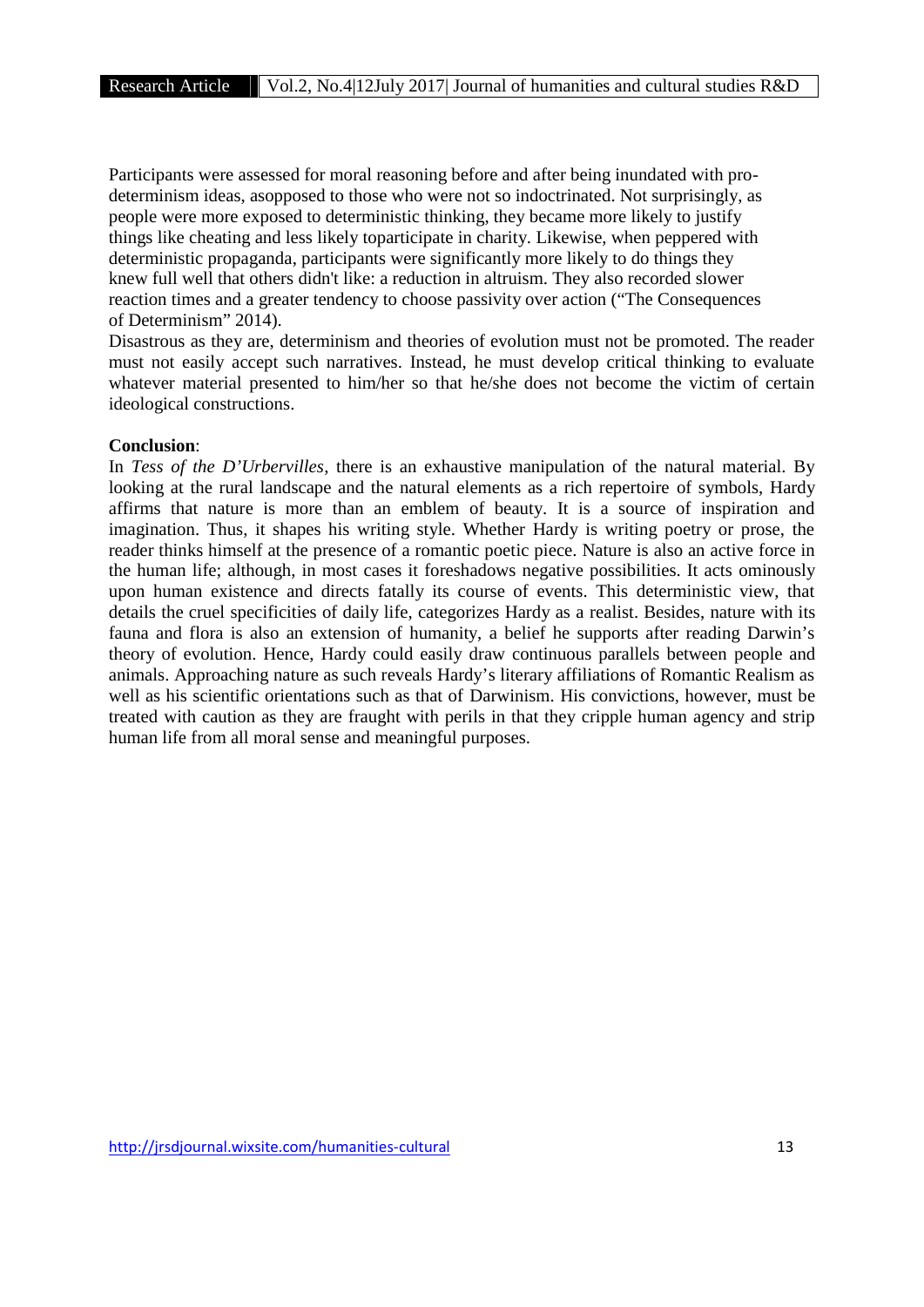Participants were assessed for moral reasoning before and after being inundated with pro-determinism ideas, asopposed to those who were not so indoctrinated. Not surprisingly, as people were more exposed to deterministic thinking, they became more likely to justify things like cheating and less likely toparticipate in charity. Likewise, when peppered with deterministic propaganda, participants were significantly more likely to do things they knew full well that others didn't like: a reduction in altruism. They also recorded slower reaction times and a greater tendency to choose passivity over action ("The Consequences of Determinism" 2014).

Disastrous as they are, determinism and theories of evolution must not be promoted. The reader must not easily accept such narratives. Instead, he must develop critical thinking to evaluate whatever material presented to him/her so that he/she does not become the victim of certain ideological constructions.

**Conclusion**:

In *Tess of the D'Urbervilles*, there is an exhaustive manipulation of the natural material. By looking at the rural landscape and the natural elements as a rich repertoire of symbols, Hardy affirms that nature is more than an emblem of beauty. It is a source of inspiration and imagination. Thus, it shapes his writing style. Whether Hardy is writing poetry or prose, the reader thinks himself at the presence of a romantic poetic piece. Nature is also an active force in the human life; although, in most cases it foreshadows negative possibilities. It acts ominously upon human existence and directs fatally its course of events. This deterministic view, that details the cruel specificities of daily life, categorizes Hardy as a realist. Besides, nature with its fauna and flora is also an extension of humanity, a belief he supports after reading Darwin's theory of evolution. Hence, Hardy could easily draw continuous parallels between people and animals. Approaching nature as such reveals Hardy's literary affiliations of Romantic Realism as well as his scientific orientations such as that of Darwinism. His convictions, however, must be treated with caution as they are fraught with perils in that they cripple human agency and strip human life from all moral sense and meaningful purposes.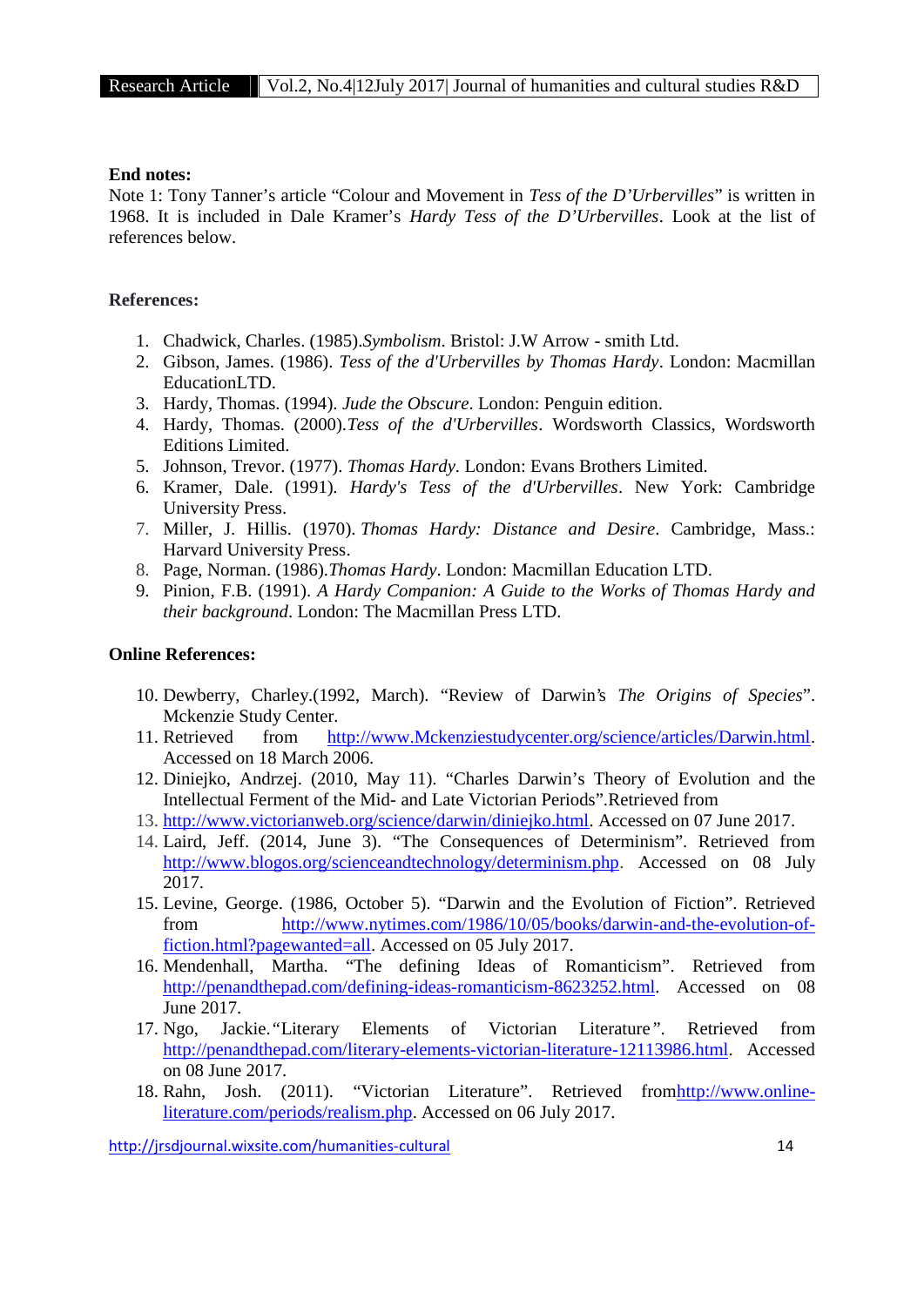**End notes:**

Note 1: Tony Tanner's article "Colour and Movement in *Tess of the D'Urbervilles*" is written in 1968. It is included in Dale Kramer's *Hardy Tess of the D'Urbervilles*. Look at the list of references below.

**References:**

1. Chadwick, Charles. (1985).*Symbolism*. Bristol: J.W Arrow - smith Ltd.
2. Gibson, James. (1986). *Tess of the d'Urbervilles by Thomas Hardy*. London: Macmillan EducationLTD.
3. Hardy, Thomas. (1994). *Jude the Obscure*. London: Penguin edition.
4. Hardy, Thomas. (2000).*Tess of the d'Urbervilles*. Wordsworth Classics, Wordsworth Editions Limited.
5. Johnson, Trevor. (1977). *Thomas Hardy*. London: Evans Brothers Limited.
6. Kramer, Dale. (1991). *Hardy's Tess of the d'Urbervilles*. New York: Cambridge University Press.
7. Miller, J. Hillis. (1970). *Thomas Hardy: Distance and Desire*. Cambridge, Mass.: Harvard University Press.
8. Page, Norman. (1986).*Thomas Hardy*. London: Macmillan Education LTD.
9. Pinion, F.B. (1991). *A Hardy Companion: A Guide to the Works of Thomas Hardy and their background*. London: The Macmillan Press LTD.

**Online References:**

10. Dewberry, Charley.(1992, March). "Review of Darwin's *The Origins of Species*". Mckenzie Study Center.
11. Retrieved from http://www.Mckenziestudycenter.org/science/articles/Darwin.html. Accessed on 18 March 2006.
12. Diniejko, Andrzej. (2010, May 11). "Charles Darwin's Theory of Evolution and the Intellectual Ferment of the Mid- and Late Victorian Periods".Retrieved from
13. http://www.victorianweb.org/science/darwin/diniejko.html. Accessed on 07 June 2017.
14. Laird, Jeff. (2014, June 3). "The Consequences of Determinism". Retrieved from http://www.blogos.org/scienceandtechnology/determinism.php. Accessed on 08 July 2017.
15. Levine, George. (1986, October 5). "Darwin and the Evolution of Fiction". Retrieved from http://www.nytimes.com/1986/10/05/books/darwin-and-the-evolution-of-fiction.html?pagewanted=all. Accessed on 05 July 2017.
16. Mendenhall, Martha. "The defining Ideas of Romanticism". Retrieved from http://penandthepad.com/defining-ideas-romanticism-8623252.html. Accessed on 08 June 2017.
17. Ngo, Jackie."Literary Elements of Victorian Literature". Retrieved from http://penandthepad.com/literary-elements-victorian-literature-12113986.html. Accessed on 08 June 2017.
18. Rahn, Josh. (2011). "Victorian Literature". Retrieved fromhttp://www.online-literature.com/periods/realism.php. Accessed on 06 July 2017.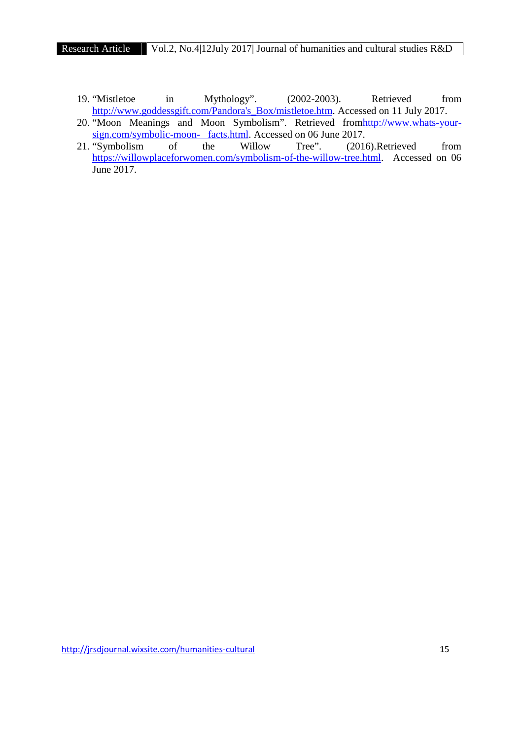19. "Mistletoe in Mythology". (2002-2003). Retrieved from http://www.goddessgift.com/Pandora's_Box/mistletoe.htm. Accessed on 11 July 2017.
20. "Moon Meanings and Moon Symbolism". Retrieved fromhttp://www.whats-your-sign.com/symbolic-moon- facts.html. Accessed on 06 June 2017.
21. "Symbolism of the Willow Tree". (2016).Retrieved from https://willowplaceforwomen.com/symbolism-of-the-willow-tree.html. Accessed on 06 June 2017.